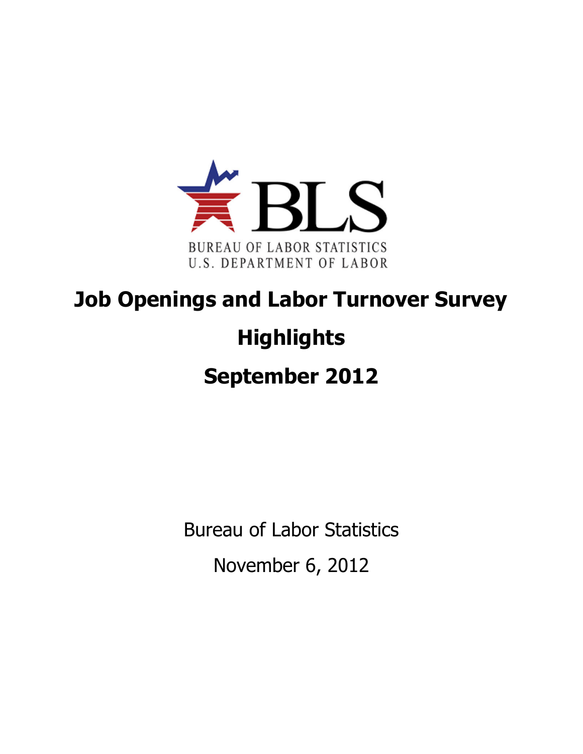BLS

BUREAU OF LABOR STATISTICS
U.S. DEPARTMENT OF LABOR

# Job Openings and Labor Turnover Survey

# Highlights

# September 2012

Bureau of Labor Statistics

November 6, 2012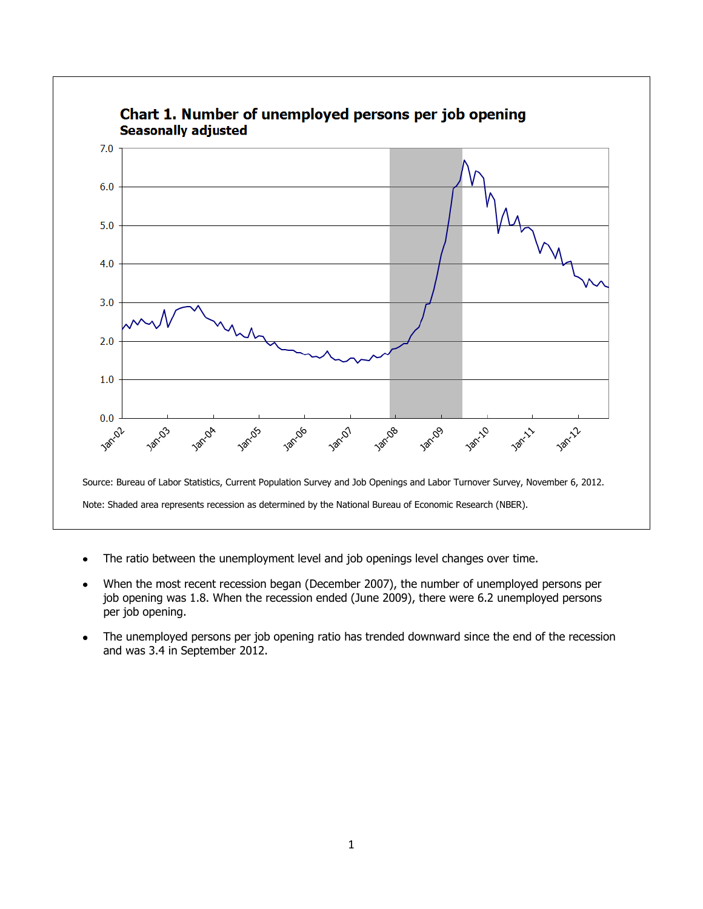**Chart 1. Number of unemployed persons per job opening**
**Seasonally adjusted**

Source: Bureau of Labor Statistics, Current Population Survey and Job Openings and Labor Turnover Survey, November 6, 2012.

Note: Shaded area represents recession as determined by the National Bureau of Economic Research (NBER).

- The ratio between the unemployment level and job openings level changes over time.
- When the most recent recession began (December 2007), the number of unemployed persons per job opening was 1.8. When the recession ended (June 2009), there were 6.2 unemployed persons per job opening.
- The unemployed persons per job opening ratio has trended downward since the end of the recession and was 3.4 in September 2012.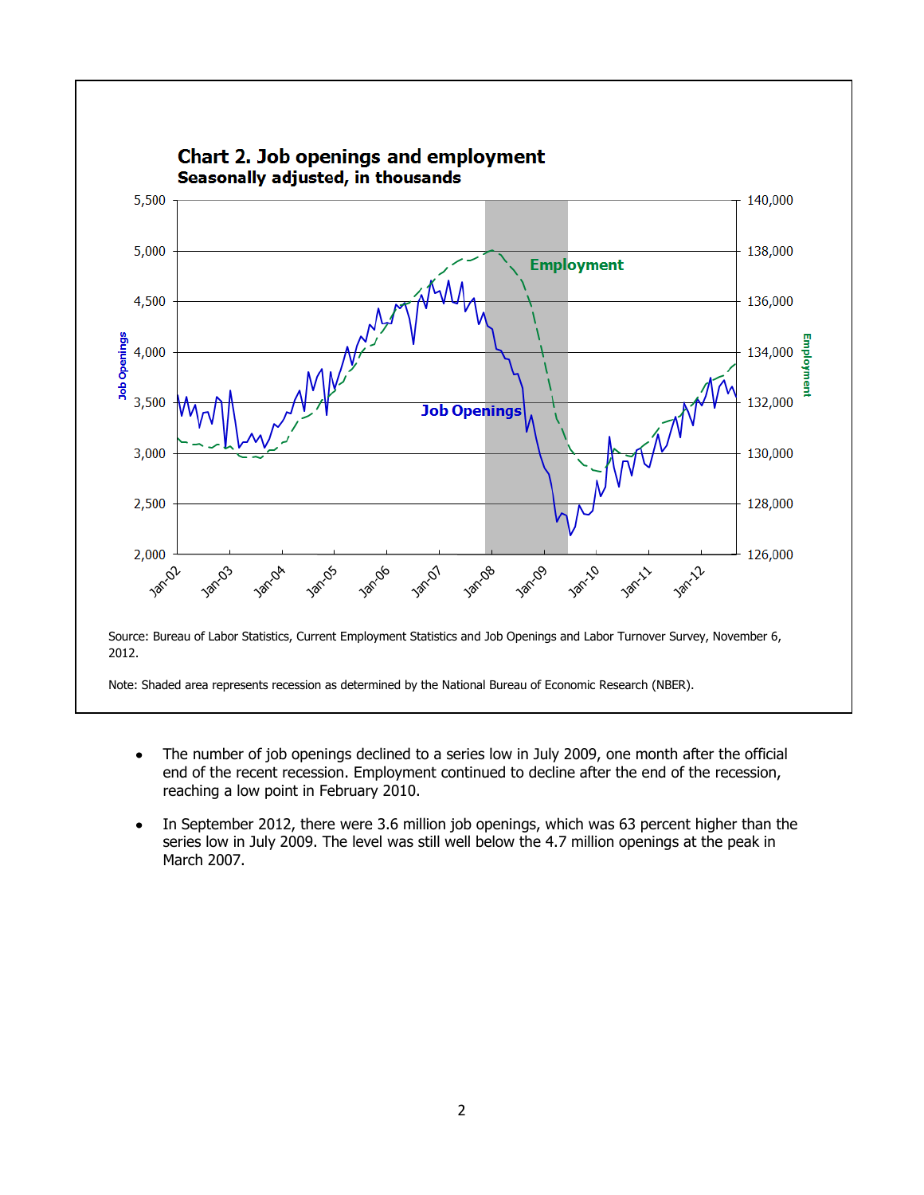**Chart 2. Job openings and employment**
**Seasonally adjusted, in thousands**

Source: Bureau of Labor Statistics, Current Employment Statistics and Job Openings and Labor Turnover Survey, November 6, 2012.

Note: Shaded area represents recession as determined by the National Bureau of Economic Research (NBER).

- The number of job openings declined to a series low in July 2009, one month after the official end of the recent recession. Employment continued to decline after the end of the recession, reaching a low point in February 2010.
- In September 2012, there were 3.6 million job openings, which was 63 percent higher than the series low in July 2009. The level was still well below the 4.7 million openings at the peak in March 2007.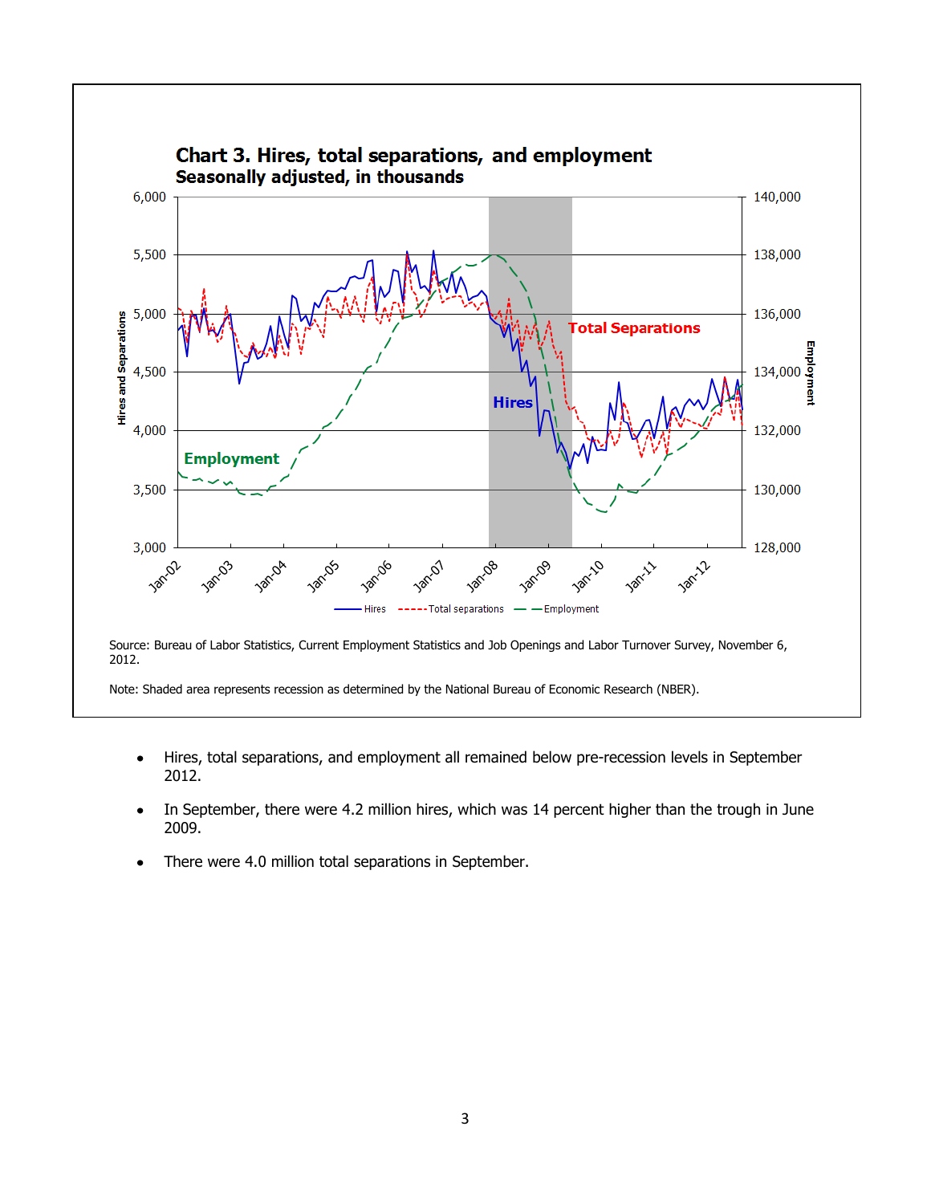**Chart 3. Hires, total separations, and employment**
**Seasonally adjusted, in thousands**

Source: Bureau of Labor Statistics, Current Employment Statistics and Job Openings and Labor Turnover Survey, November 6, 2012.

Note: Shaded area represents recession as determined by the National Bureau of Economic Research (NBER).

- Hires, total separations, and employment all remained below pre-recession levels in September 2012.
- In September, there were 4.2 million hires, which was 14 percent higher than the trough in June 2009.
- There were 4.0 million total separations in September.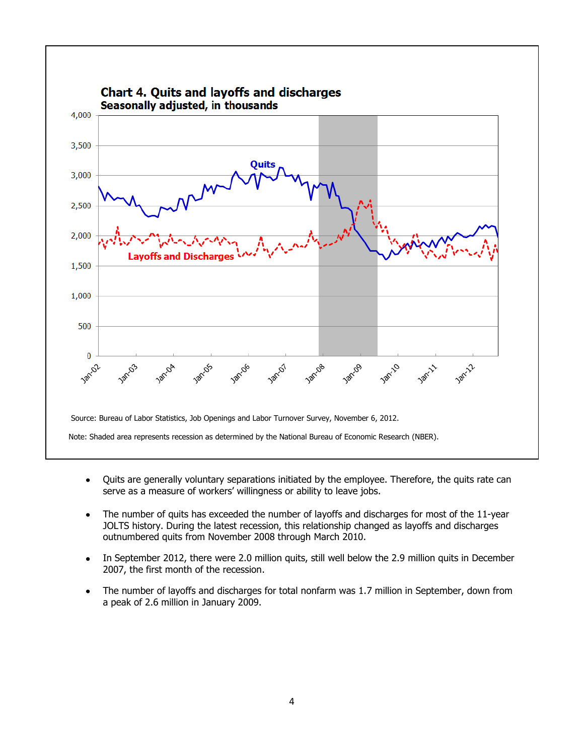**Chart 4. Quits and layoffs and discharges**
**Seasonally adjusted, in thousands**

Source: Bureau of Labor Statistics, Job Openings and Labor Turnover Survey, November 6, 2012.

Note: Shaded area represents recession as determined by the National Bureau of Economic Research (NBER).

- Quits are generally voluntary separations initiated by the employee. Therefore, the quits rate can serve as a measure of workers' willingness or ability to leave jobs.
- The number of quits has exceeded the number of layoffs and discharges for most of the 11-year JOLTS history. During the latest recession, this relationship changed as layoffs and discharges outnumbered quits from November 2008 through March 2010.
- In September 2012, there were 2.0 million quits, still well below the 2.9 million quits in December 2007, the first month of the recession.
- The number of layoffs and discharges for total nonfarm was 1.7 million in September, down from a peak of 2.6 million in January 2009.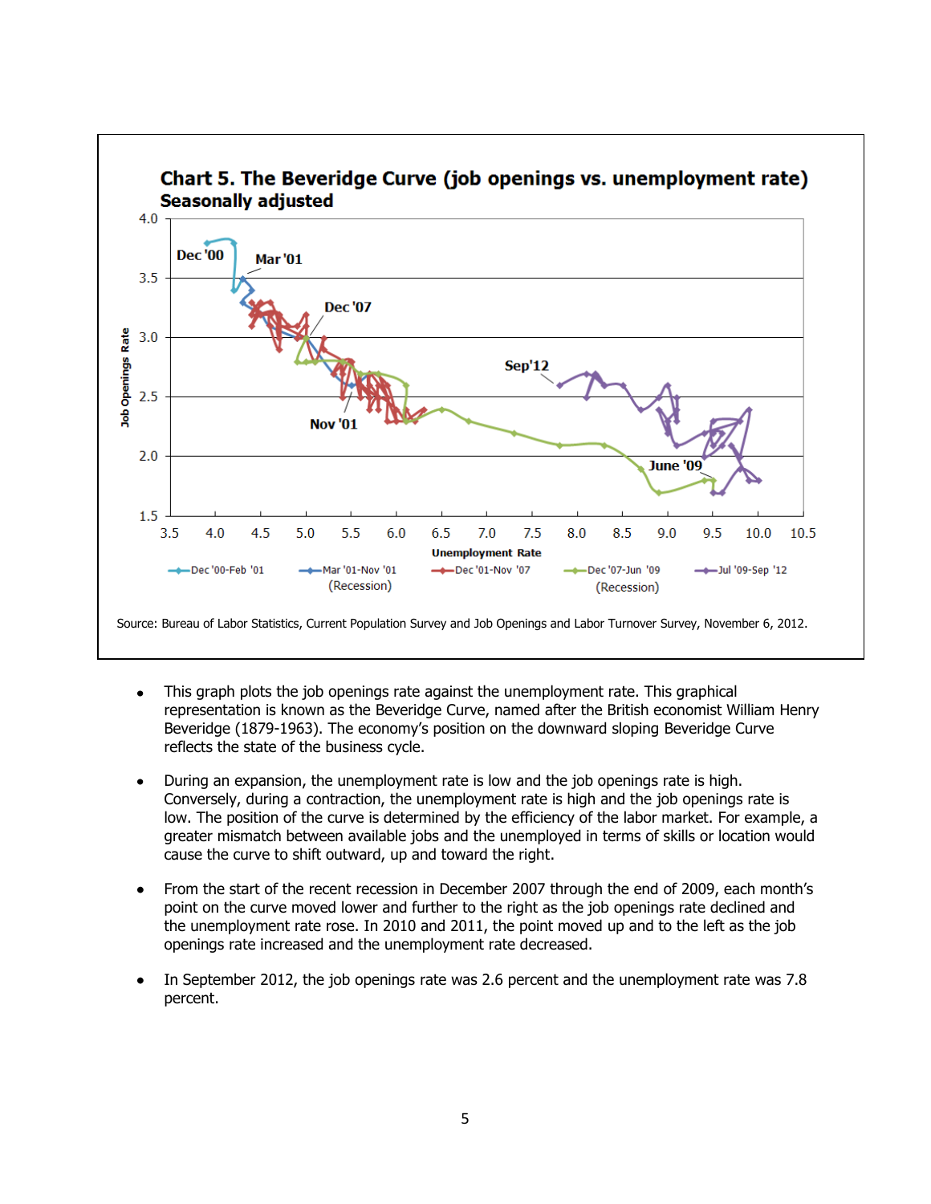**Chart 5. The Beveridge Curve (job openings vs. unemployment rate)**
**Seasonally adjusted**

Source: Bureau of Labor Statistics, Current Population Survey and Job Openings and Labor Turnover Survey, November 6, 2012.

- This graph plots the job openings rate against the unemployment rate. This graphical representation is known as the Beveridge Curve, named after the British economist William Henry Beveridge (1879-1963). The economy's position on the downward sloping Beveridge Curve reflects the state of the business cycle.

- During an expansion, the unemployment rate is low and the job openings rate is high. Conversely, during a contraction, the unemployment rate is high and the job openings rate is low. The position of the curve is determined by the efficiency of the labor market. For example, a greater mismatch between available jobs and the unemployed in terms of skills or location would cause the curve to shift outward, up and toward the right.

- From the start of the recent recession in December 2007 through the end of 2009, each month's point on the curve moved lower and further to the right as the job openings rate declined and the unemployment rate rose. In 2010 and 2011, the point moved up and to the left as the job openings rate increased and the unemployment rate decreased.

- In September 2012, the job openings rate was 2.6 percent and the unemployment rate was 7.8 percent.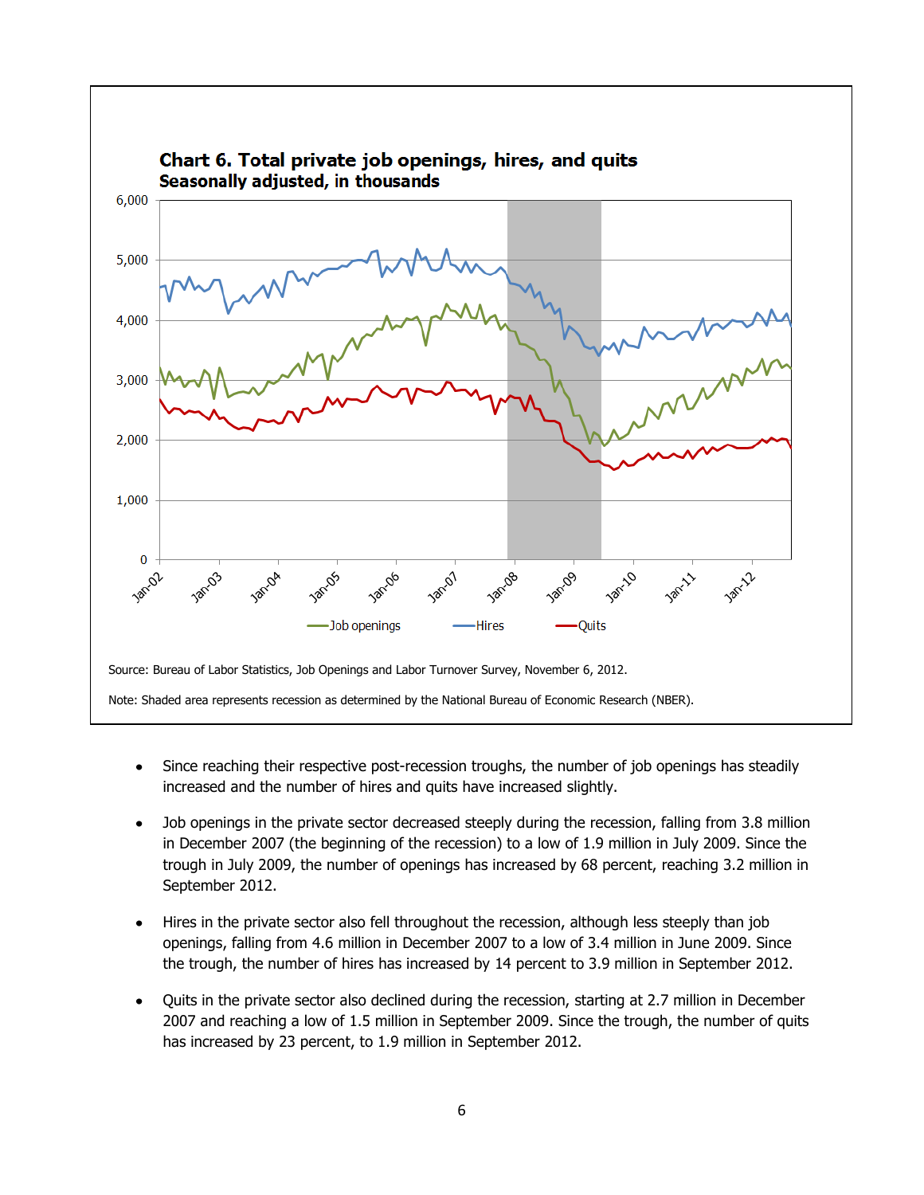**Chart 6. Total private job openings, hires, and quits**
**Seasonally adjusted, in thousands**

Source: Bureau of Labor Statistics, Job Openings and Labor Turnover Survey, November 6, 2012.

Note: Shaded area represents recession as determined by the National Bureau of Economic Research (NBER).

- Since reaching their respective post-recession troughs, the number of job openings has steadily increased and the number of hires and quits have increased slightly.
- Job openings in the private sector decreased steeply during the recession, falling from 3.8 million in December 2007 (the beginning of the recession) to a low of 1.9 million in July 2009. Since the trough in July 2009, the number of openings has increased by 68 percent, reaching 3.2 million in September 2012.
- Hires in the private sector also fell throughout the recession, although less steeply than job openings, falling from 4.6 million in December 2007 to a low of 3.4 million in June 2009. Since the trough, the number of hires has increased by 14 percent to 3.9 million in September 2012.
- Quits in the private sector also declined during the recession, starting at 2.7 million in December 2007 and reaching a low of 1.5 million in September 2009. Since the trough, the number of quits has increased by 23 percent, to 1.9 million in September 2012.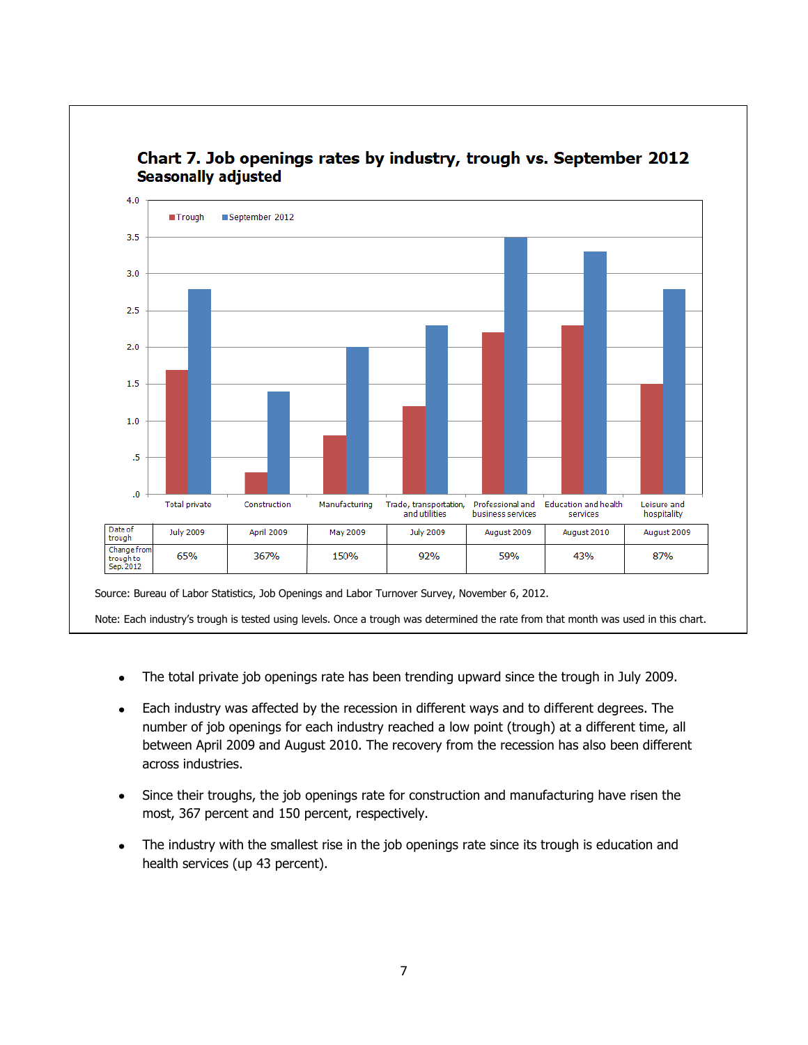## Chart 7. Job openings rates by industry, trough vs. September 2012
**Seasonally adjusted**

4.0
3.5
3.0
2.5
2.0
1.5
1.0
.5
.0

Trough
September 2012

Total private
Construction
Manufacturing
Trade, transportation, and utilities
Professional and business services
Education and health services
Leisure and hospitality

| | Total private | Construction | Manufacturing | Trade, transportation, and utilities | Professional and business services | Education and health services | Leisure and hospitality |
|---|---|---|---|---|---|---|---|
| Date of trough | July 2009 | April 2009 | May 2009 | July 2009 | August 2009 | August 2010 | August 2009 |
| Change from trough to Sep. 2012 | 65% | 367% | 150% | 92% | 59% | 43% | 87% |

Source: Bureau of Labor Statistics, Job Openings and Labor Turnover Survey, November 6, 2012.

Note: Each industry's trough is tested using levels. Once a trough was determined the rate from that month was used in this chart.

- The total private job openings rate has been trending upward since the trough in July 2009.
- Each industry was affected by the recession in different ways and to different degrees. The number of job openings for each industry reached a low point (trough) at a different time, all between April 2009 and August 2010. The recovery from the recession has also been different across industries.
- Since their troughs, the job openings rate for construction and manufacturing have risen the most, 367 percent and 150 percent, respectively.
- The industry with the smallest rise in the job openings rate since its trough is education and health services (up 43 percent).